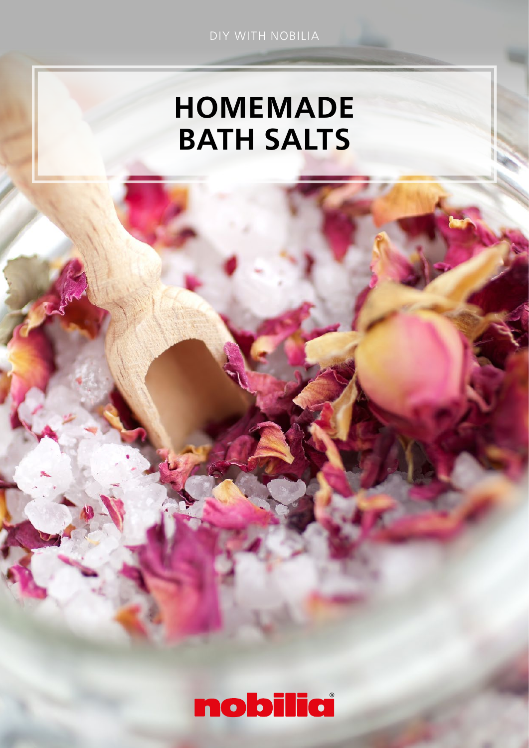DIY WITH NOBILIA

# HOMEMADE BATH SALTS

nobilia®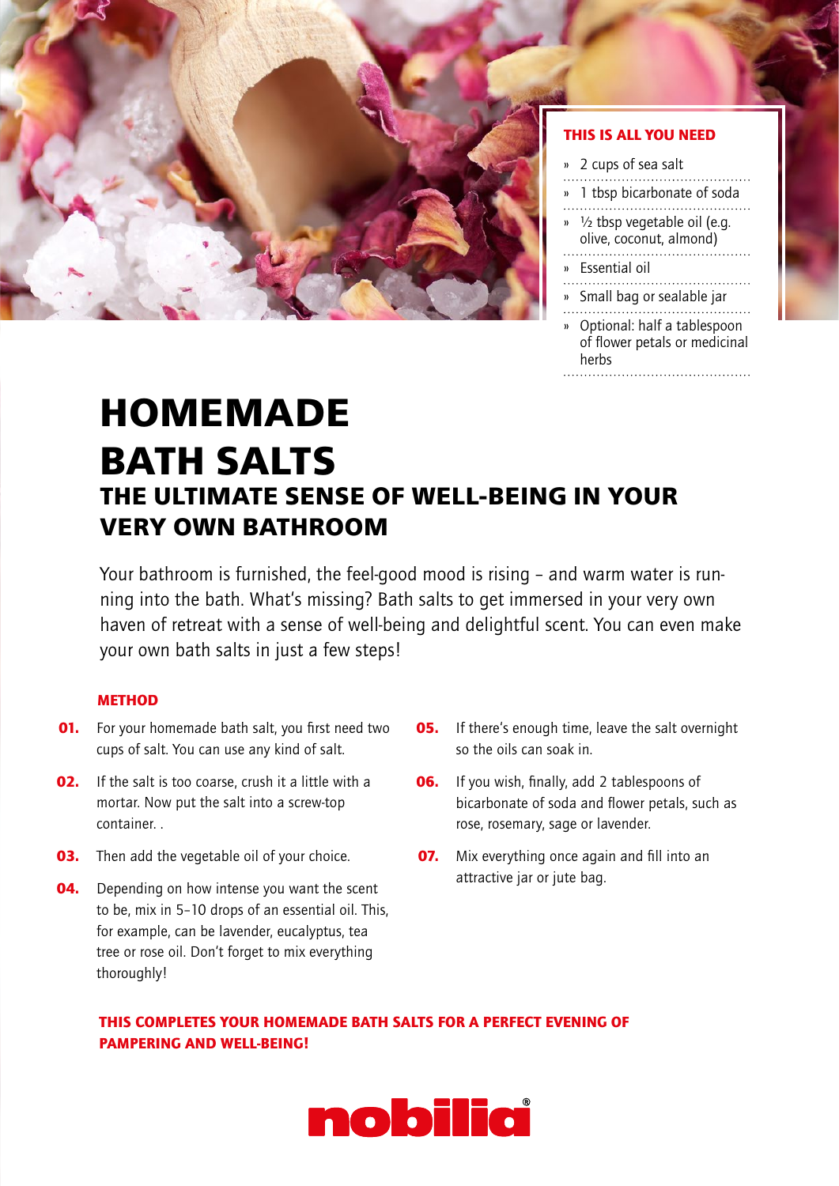### THIS IS ALL YOU NEED

- 2 cups of sea salt
- 1 tbsp bicarbonate of soda
- ½ tbsp vegetable oil (e.g. olive, coconut, almond)
- Essential oil
- Small bag or sealable jar
- Optional: half a tablespoon of flower petals or medicinal herbs

# HOMEMADE BATH SALTS

## THE ULTIMATE SENSE OF WELL-BEING IN YOUR VERY OWN BATHROOM

Your bathroom is furnished, the feel-good mood is rising – and warm water is running into the bath. What's missing? Bath salts to get immersed in your very own haven of retreat with a sense of well-being and delightful scent. You can even make your own bath salts in just a few steps!

### METHOD

**01.** For your homemade bath salt, you first need two cups of salt. You can use any kind of salt.

**02.** If the salt is too coarse, crush it a little with a mortar. Now put the salt into a screw-top container. .

**03.** Then add the vegetable oil of your choice.

**04.** Depending on how intense you want the scent to be, mix in 5–10 drops of an essential oil. This, for example, can be lavender, eucalyptus, tea tree or rose oil. Don't forget to mix everything thoroughly!

**05.** If there's enough time, leave the salt overnight so the oils can soak in.

**06.** If you wish, finally, add 2 tablespoons of bicarbonate of soda and flower petals, such as rose, rosemary, sage or lavender.

**07.** Mix everything once again and fill into an attractive jar or jute bag.

**THIS COMPLETES YOUR HOMEMADE BATH SALTS FOR A PERFECT EVENING OF PAMPERING AND WELL-BEING!**

nobilia®